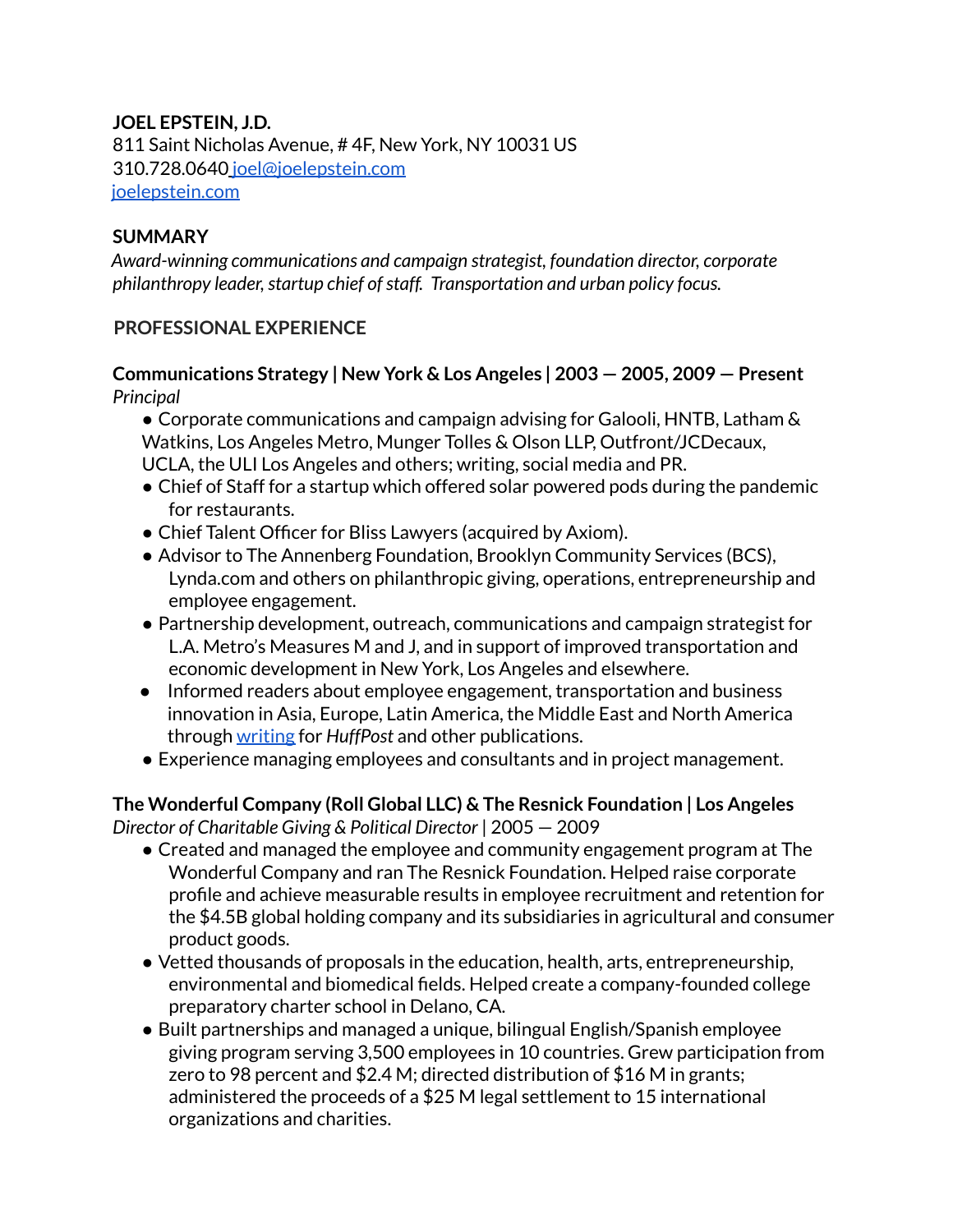**JOEL EPSTEIN, J.D.**
811 Saint Nicholas Avenue, # 4F, New York, NY 10031 US
310.728.0640 joel@joelepstein.com
joelepstein.com

## SUMMARY

*Award-winning communications and campaign strategist, foundation director, corporate philanthropy leader, startup chief of staff. Transportation and urban policy focus.*

## PROFESSIONAL EXPERIENCE

**Communications Strategy | New York & Los Angeles | 2003 — 2005, 2009 — Present**
*Principal*

- Corporate communications and campaign advising for Galooli, HNTB, Latham & Watkins, Los Angeles Metro, Munger Tolles & Olson LLP, Outfront/JCDecaux, UCLA, the ULI Los Angeles and others; writing, social media and PR.
- Chief of Staff for a startup which offered solar powered pods during the pandemic for restaurants.
- Chief Talent Officer for Bliss Lawyers (acquired by Axiom).
- Advisor to The Annenberg Foundation, Brooklyn Community Services (BCS), Lynda.com and others on philanthropic giving, operations, entrepreneurship and employee engagement.
- Partnership development, outreach, communications and campaign strategist for L.A. Metro's Measures M and J, and in support of improved transportation and economic development in New York, Los Angeles and elsewhere.
- Informed readers about employee engagement, transportation and business innovation in Asia, Europe, Latin America, the Middle East and North America through writing for *HuffPost* and other publications.
- Experience managing employees and consultants and in project management.

**The Wonderful Company (Roll Global LLC) & The Resnick Foundation | Los Angeles**
*Director of Charitable Giving & Political Director* | 2005 — 2009

- Created and managed the employee and community engagement program at The Wonderful Company and ran The Resnick Foundation. Helped raise corporate profile and achieve measurable results in employee recruitment and retention for the $4.5B global holding company and its subsidiaries in agricultural and consumer product goods.
- Vetted thousands of proposals in the education, health, arts, entrepreneurship, environmental and biomedical fields. Helped create a company-founded college preparatory charter school in Delano, CA.
- Built partnerships and managed a unique, bilingual English/Spanish employee giving program serving 3,500 employees in 10 countries. Grew participation from zero to 98 percent and $2.4 M; directed distribution of $16 M in grants; administered the proceeds of a $25 M legal settlement to 15 international organizations and charities.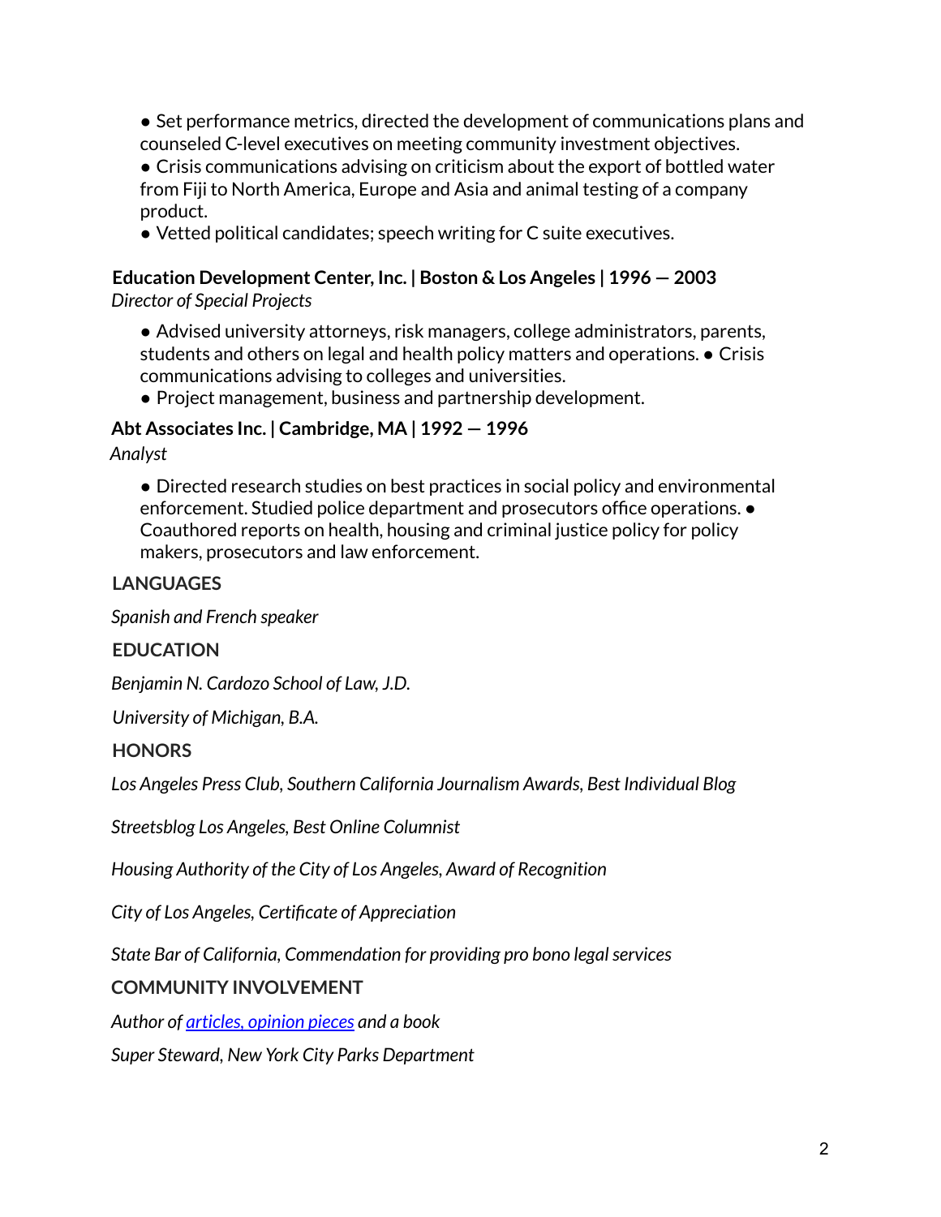- Set performance metrics, directed the development of communications plans and counseled C-level executives on meeting community investment objectives.
- Crisis communications advising on criticism about the export of bottled water from Fiji to North America, Europe and Asia and animal testing of a company product.
- Vetted political candidates; speech writing for C suite executives.

**Education Development Center, Inc. | Boston & Los Angeles | 1996 — 2003**
*Director of Special Projects*

- Advised university attorneys, risk managers, college administrators, parents, students and others on legal and health policy matters and operations.
- Crisis communications advising to colleges and universities.
- Project management, business and partnership development.

**Abt Associates Inc. | Cambridge, MA | 1992 — 1996**
*Analyst*

- Directed research studies on best practices in social policy and environmental enforcement. Studied police department and prosecutors office operations.
- Coauthored reports on health, housing and criminal justice policy for policy makers, prosecutors and law enforcement.

## LANGUAGES

*Spanish and French speaker*

## EDUCATION

*Benjamin N. Cardozo School of Law, J.D.*

*University of Michigan, B.A.*

## HONORS

*Los Angeles Press Club, Southern California Journalism Awards, Best Individual Blog*

*Streetsblog Los Angeles, Best Online Columnist*

*Housing Authority of the City of Los Angeles, Award of Recognition*

*City of Los Angeles, Certificate of Appreciation*

*State Bar of California, Commendation for providing pro bono legal services*

## COMMUNITY INVOLVEMENT

*Author of articles, opinion pieces and a book*

*Super Steward, New York City Parks Department*